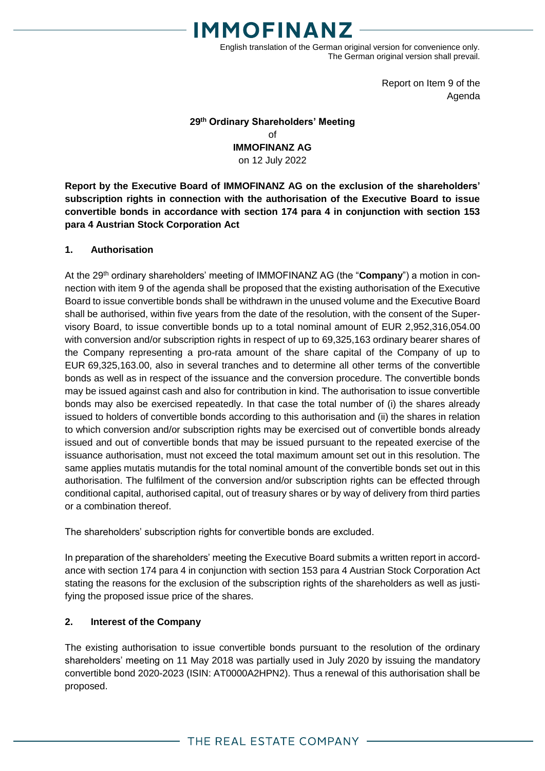English translation of the German original version for convenience only.
The German original version shall prevail.

Report on Item 9 of the Agenda

**29th Ordinary Shareholders' Meeting**
of
**IMMOFINANZ AG**
on 12 July 2022

**Report by the Executive Board of IMMOFINANZ AG on the exclusion of the shareholders' subscription rights in connection with the authorisation of the Executive Board to issue convertible bonds in accordance with section 174 para 4 in conjunction with section 153 para 4 Austrian Stock Corporation Act**

## 1. Authorisation

At the 29th ordinary shareholders' meeting of IMMOFINANZ AG (the "**Company**") a motion in connection with item 9 of the agenda shall be proposed that the existing authorisation of the Executive Board to issue convertible bonds shall be withdrawn in the unused volume and the Executive Board shall be authorised, within five years from the date of the resolution, with the consent of the Supervisory Board, to issue convertible bonds up to a total nominal amount of EUR 2,952,316,054.00 with conversion and/or subscription rights in respect of up to 69,325,163 ordinary bearer shares of the Company representing a pro-rata amount of the share capital of the Company of up to EUR 69,325,163.00, also in several tranches and to determine all other terms of the convertible bonds as well as in respect of the issuance and the conversion procedure. The convertible bonds may be issued against cash and also for contribution in kind. The authorisation to issue convertible bonds may also be exercised repeatedly. In that case the total number of (i) the shares already issued to holders of convertible bonds according to this authorisation and (ii) the shares in relation to which conversion and/or subscription rights may be exercised out of convertible bonds already issued and out of convertible bonds that may be issued pursuant to the repeated exercise of the issuance authorisation, must not exceed the total maximum amount set out in this resolution. The same applies mutatis mutandis for the total nominal amount of the convertible bonds set out in this authorisation. The fulfilment of the conversion and/or subscription rights can be effected through conditional capital, authorised capital, out of treasury shares or by way of delivery from third parties or a combination thereof.

The shareholders' subscription rights for convertible bonds are excluded.

In preparation of the shareholders' meeting the Executive Board submits a written report in accordance with section 174 para 4 in conjunction with section 153 para 4 Austrian Stock Corporation Act stating the reasons for the exclusion of the subscription rights of the shareholders as well as justifying the proposed issue price of the shares.

## 2. Interest of the Company

The existing authorisation to issue convertible bonds pursuant to the resolution of the ordinary shareholders' meeting on 11 May 2018 was partially used in July 2020 by issuing the mandatory convertible bond 2020-2023 (ISIN: AT0000A2HPN2). Thus a renewal of this authorisation shall be proposed.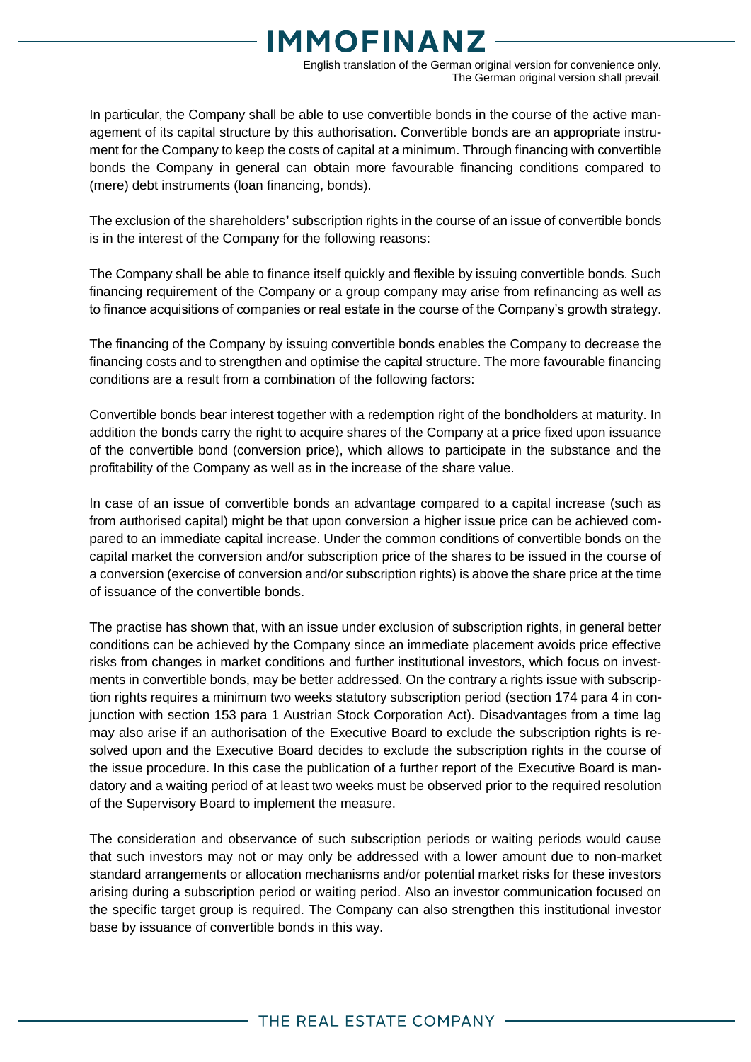In particular, the Company shall be able to use convertible bonds in the course of the active management of its capital structure by this authorisation. Convertible bonds are an appropriate instrument for the Company to keep the costs of capital at a minimum. Through financing with convertible bonds the Company in general can obtain more favourable financing conditions compared to (mere) debt instruments (loan financing, bonds).

The exclusion of the shareholders' subscription rights in the course of an issue of convertible bonds is in the interest of the Company for the following reasons:

The Company shall be able to finance itself quickly and flexible by issuing convertible bonds. Such financing requirement of the Company or a group company may arise from refinancing as well as to finance acquisitions of companies or real estate in the course of the Company's growth strategy.

The financing of the Company by issuing convertible bonds enables the Company to decrease the financing costs and to strengthen and optimise the capital structure. The more favourable financing conditions are a result from a combination of the following factors:

Convertible bonds bear interest together with a redemption right of the bondholders at maturity. In addition the bonds carry the right to acquire shares of the Company at a price fixed upon issuance of the convertible bond (conversion price), which allows to participate in the substance and the profitability of the Company as well as in the increase of the share value.

In case of an issue of convertible bonds an advantage compared to a capital increase (such as from authorised capital) might be that upon conversion a higher issue price can be achieved compared to an immediate capital increase. Under the common conditions of convertible bonds on the capital market the conversion and/or subscription price of the shares to be issued in the course of a conversion (exercise of conversion and/or subscription rights) is above the share price at the time of issuance of the convertible bonds.

The practise has shown that, with an issue under exclusion of subscription rights, in general better conditions can be achieved by the Company since an immediate placement avoids price effective risks from changes in market conditions and further institutional investors, which focus on investments in convertible bonds, may be better addressed. On the contrary a rights issue with subscription rights requires a minimum two weeks statutory subscription period (section 174 para 4 in conjunction with section 153 para 1 Austrian Stock Corporation Act). Disadvantages from a time lag may also arise if an authorisation of the Executive Board to exclude the subscription rights is resolved upon and the Executive Board decides to exclude the subscription rights in the course of the issue procedure. In this case the publication of a further report of the Executive Board is mandatory and a waiting period of at least two weeks must be observed prior to the required resolution of the Supervisory Board to implement the measure.

The consideration and observance of such subscription periods or waiting periods would cause that such investors may not or may only be addressed with a lower amount due to non-market standard arrangements or allocation mechanisms and/or potential market risks for these investors arising during a subscription period or waiting period. Also an investor communication focused on the specific target group is required. The Company can also strengthen this institutional investor base by issuance of convertible bonds in this way.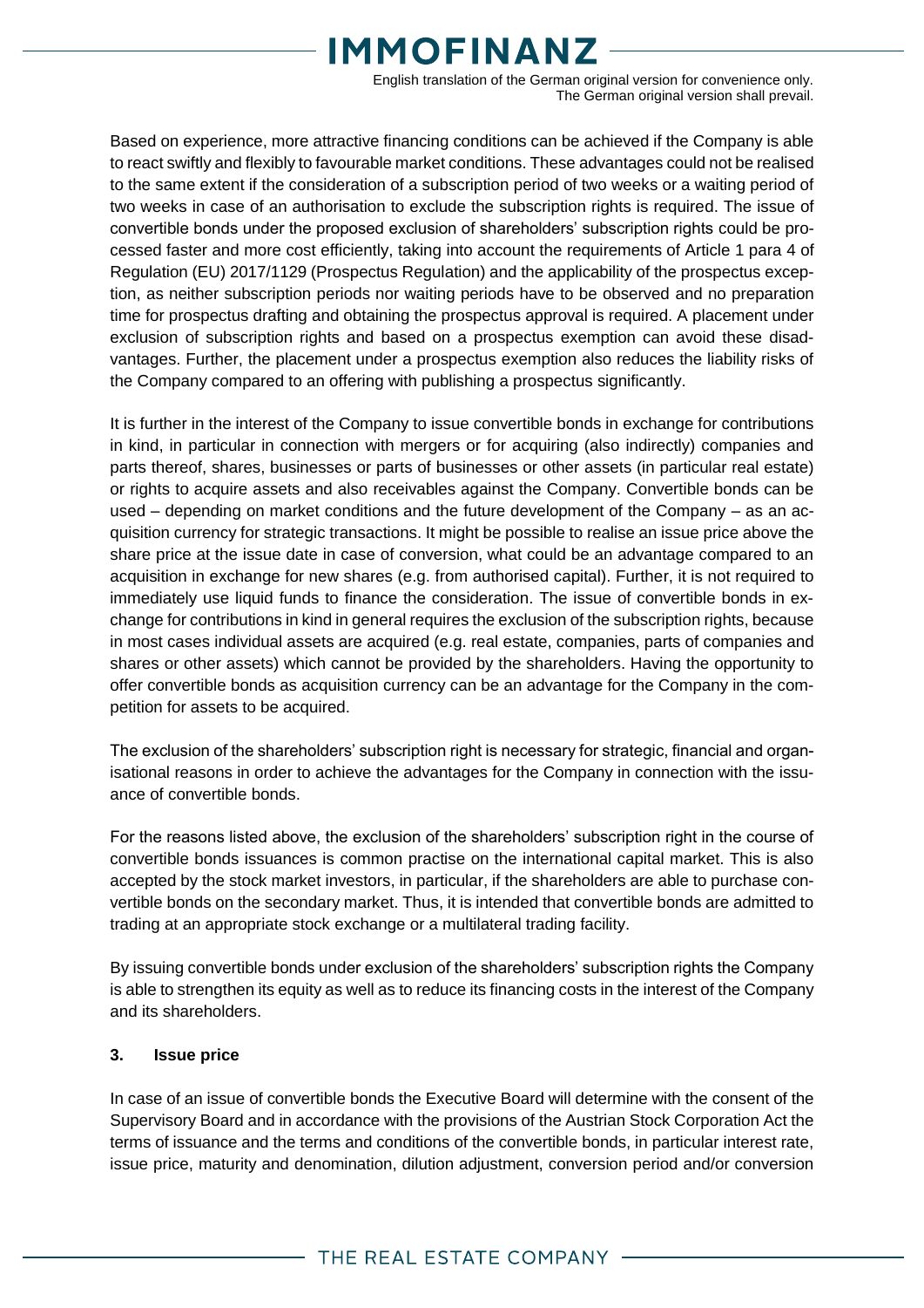Based on experience, more attractive financing conditions can be achieved if the Company is able to react swiftly and flexibly to favourable market conditions. These advantages could not be realised to the same extent if the consideration of a subscription period of two weeks or a waiting period of two weeks in case of an authorisation to exclude the subscription rights is required. The issue of convertible bonds under the proposed exclusion of shareholders' subscription rights could be processed faster and more cost efficiently, taking into account the requirements of Article 1 para 4 of Regulation (EU) 2017/1129 (Prospectus Regulation) and the applicability of the prospectus exception, as neither subscription periods nor waiting periods have to be observed and no preparation time for prospectus drafting and obtaining the prospectus approval is required. A placement under exclusion of subscription rights and based on a prospectus exemption can avoid these disadvantages. Further, the placement under a prospectus exemption also reduces the liability risks of the Company compared to an offering with publishing a prospectus significantly.

It is further in the interest of the Company to issue convertible bonds in exchange for contributions in kind, in particular in connection with mergers or for acquiring (also indirectly) companies and parts thereof, shares, businesses or parts of businesses or other assets (in particular real estate) or rights to acquire assets and also receivables against the Company. Convertible bonds can be used – depending on market conditions and the future development of the Company – as an acquisition currency for strategic transactions. It might be possible to realise an issue price above the share price at the issue date in case of conversion, what could be an advantage compared to an acquisition in exchange for new shares (e.g. from authorised capital). Further, it is not required to immediately use liquid funds to finance the consideration. The issue of convertible bonds in exchange for contributions in kind in general requires the exclusion of the subscription rights, because in most cases individual assets are acquired (e.g. real estate, companies, parts of companies and shares or other assets) which cannot be provided by the shareholders. Having the opportunity to offer convertible bonds as acquisition currency can be an advantage for the Company in the competition for assets to be acquired.

The exclusion of the shareholders' subscription right is necessary for strategic, financial and organisational reasons in order to achieve the advantages for the Company in connection with the issuance of convertible bonds.

For the reasons listed above, the exclusion of the shareholders' subscription right in the course of convertible bonds issuances is common practise on the international capital market. This is also accepted by the stock market investors, in particular, if the shareholders are able to purchase convertible bonds on the secondary market. Thus, it is intended that convertible bonds are admitted to trading at an appropriate stock exchange or a multilateral trading facility.

By issuing convertible bonds under exclusion of the shareholders' subscription rights the Company is able to strengthen its equity as well as to reduce its financing costs in the interest of the Company and its shareholders.

## 3. Issue price

In case of an issue of convertible bonds the Executive Board will determine with the consent of the Supervisory Board and in accordance with the provisions of the Austrian Stock Corporation Act the terms of issuance and the terms and conditions of the convertible bonds, in particular interest rate, issue price, maturity and denomination, dilution adjustment, conversion period and/or conversion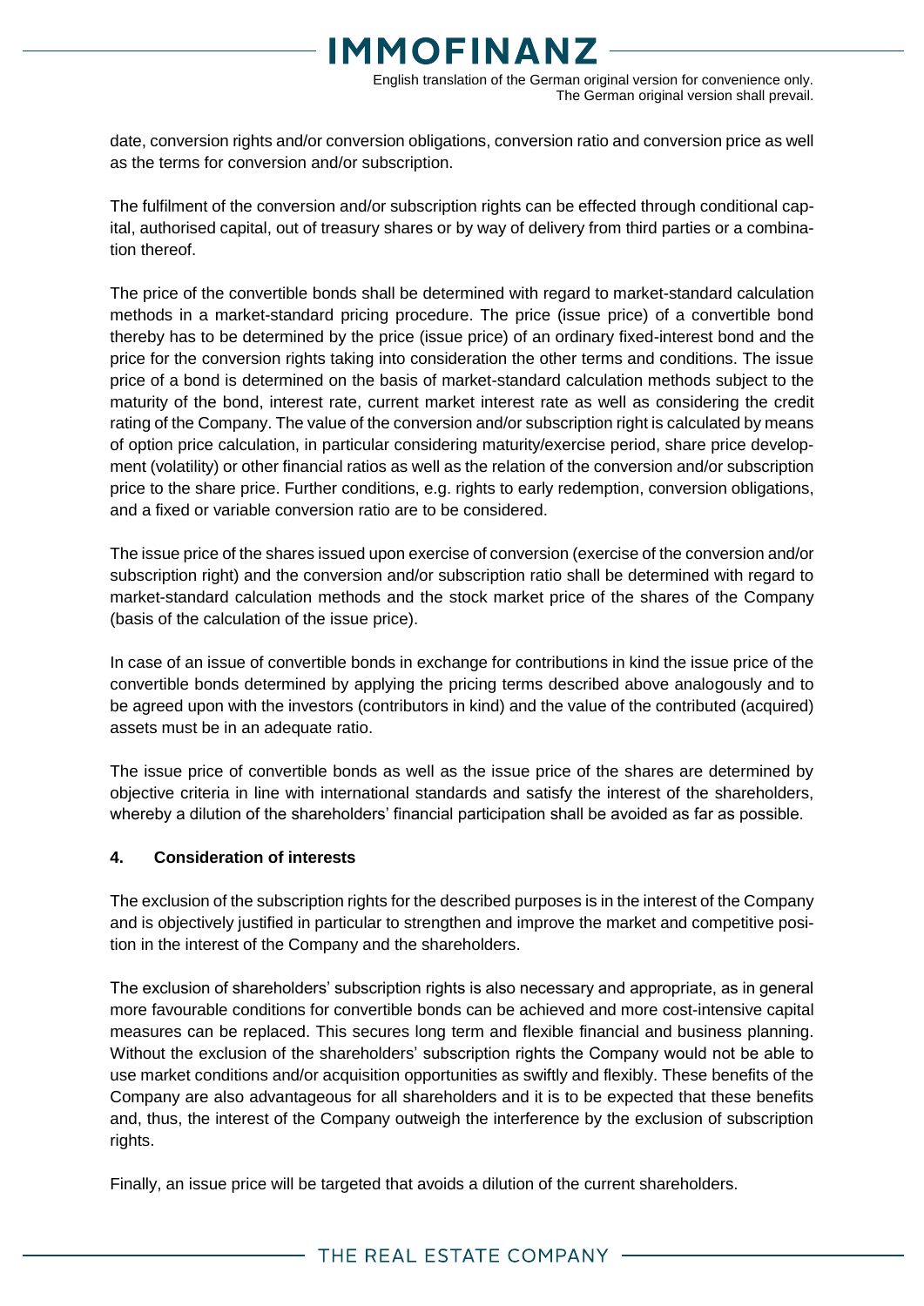date, conversion rights and/or conversion obligations, conversion ratio and conversion price as well as the terms for conversion and/or subscription.

The fulfilment of the conversion and/or subscription rights can be effected through conditional capital, authorised capital, out of treasury shares or by way of delivery from third parties or a combination thereof.

The price of the convertible bonds shall be determined with regard to market-standard calculation methods in a market-standard pricing procedure. The price (issue price) of a convertible bond thereby has to be determined by the price (issue price) of an ordinary fixed-interest bond and the price for the conversion rights taking into consideration the other terms and conditions. The issue price of a bond is determined on the basis of market-standard calculation methods subject to the maturity of the bond, interest rate, current market interest rate as well as considering the credit rating of the Company. The value of the conversion and/or subscription right is calculated by means of option price calculation, in particular considering maturity/exercise period, share price development (volatility) or other financial ratios as well as the relation of the conversion and/or subscription price to the share price. Further conditions, e.g. rights to early redemption, conversion obligations, and a fixed or variable conversion ratio are to be considered.

The issue price of the shares issued upon exercise of conversion (exercise of the conversion and/or subscription right) and the conversion and/or subscription ratio shall be determined with regard to market-standard calculation methods and the stock market price of the shares of the Company (basis of the calculation of the issue price).

In case of an issue of convertible bonds in exchange for contributions in kind the issue price of the convertible bonds determined by applying the pricing terms described above analogously and to be agreed upon with the investors (contributors in kind) and the value of the contributed (acquired) assets must be in an adequate ratio.

The issue price of convertible bonds as well as the issue price of the shares are determined by objective criteria in line with international standards and satisfy the interest of the shareholders, whereby a dilution of the shareholders' financial participation shall be avoided as far as possible.

## 4. Consideration of interests

The exclusion of the subscription rights for the described purposes is in the interest of the Company and is objectively justified in particular to strengthen and improve the market and competitive position in the interest of the Company and the shareholders.

The exclusion of shareholders' subscription rights is also necessary and appropriate, as in general more favourable conditions for convertible bonds can be achieved and more cost-intensive capital measures can be replaced. This secures long term and flexible financial and business planning. Without the exclusion of the shareholders' subscription rights the Company would not be able to use market conditions and/or acquisition opportunities as swiftly and flexibly. These benefits of the Company are also advantageous for all shareholders and it is to be expected that these benefits and, thus, the interest of the Company outweigh the interference by the exclusion of subscription rights.

Finally, an issue price will be targeted that avoids a dilution of the current shareholders.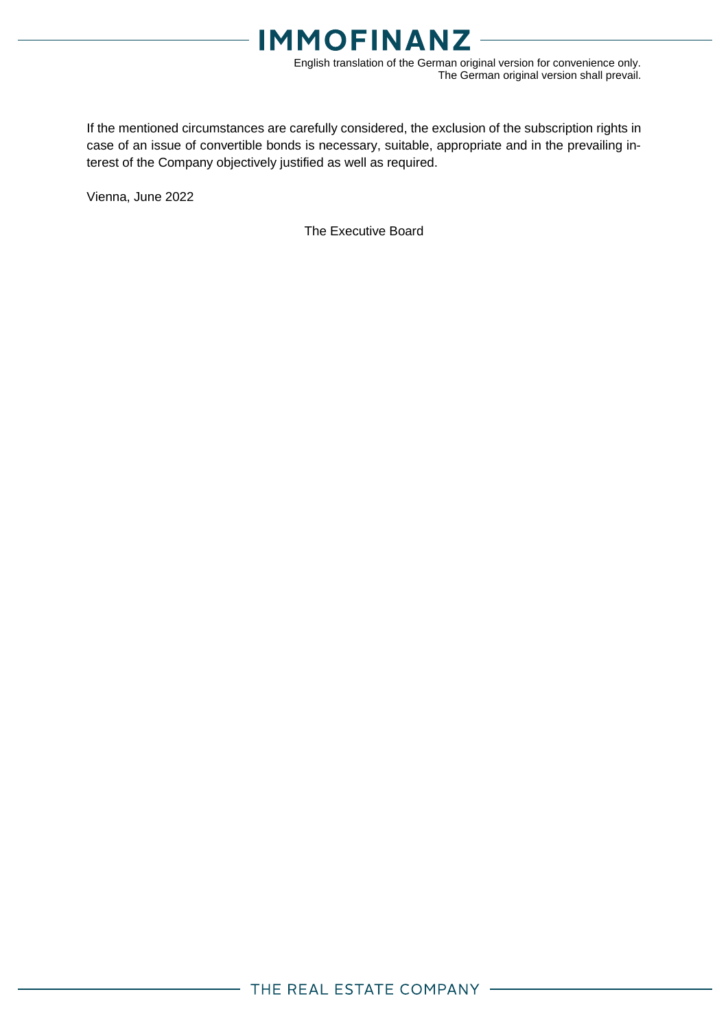If the mentioned circumstances are carefully considered, the exclusion of the subscription rights in case of an issue of convertible bonds is necessary, suitable, appropriate and in the prevailing interest of the Company objectively justified as well as required.

Vienna, June 2022

The Executive Board